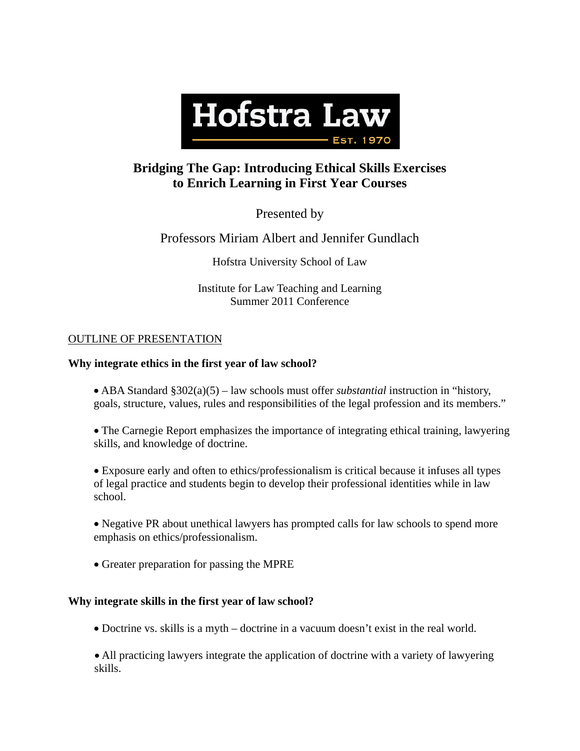Hofstra Law

EST. 1970

# Bridging The Gap: Introducing Ethical Skills Exercises to Enrich Learning in First Year Courses

Presented by

Professors Miriam Albert and Jennifer Gundlach

Hofstra University School of Law

Institute for Law Teaching and Learning
Summer 2011 Conference

## OUTLINE OF PRESENTATION

### Why integrate ethics in the first year of law school?

- ABA Standard §302(a)(5) – law schools must offer *substantial* instruction in "history, goals, structure, values, rules and responsibilities of the legal profession and its members."

- The Carnegie Report emphasizes the importance of integrating ethical training, lawyering skills, and knowledge of doctrine.

- Exposure early and often to ethics/professionalism is critical because it infuses all types of legal practice and students begin to develop their professional identities while in law school.

- Negative PR about unethical lawyers has prompted calls for law schools to spend more emphasis on ethics/professionalism.

- Greater preparation for passing the MPRE

### Why integrate skills in the first year of law school?

- Doctrine vs. skills is a myth – doctrine in a vacuum doesn't exist in the real world.

- All practicing lawyers integrate the application of doctrine with a variety of lawyering skills.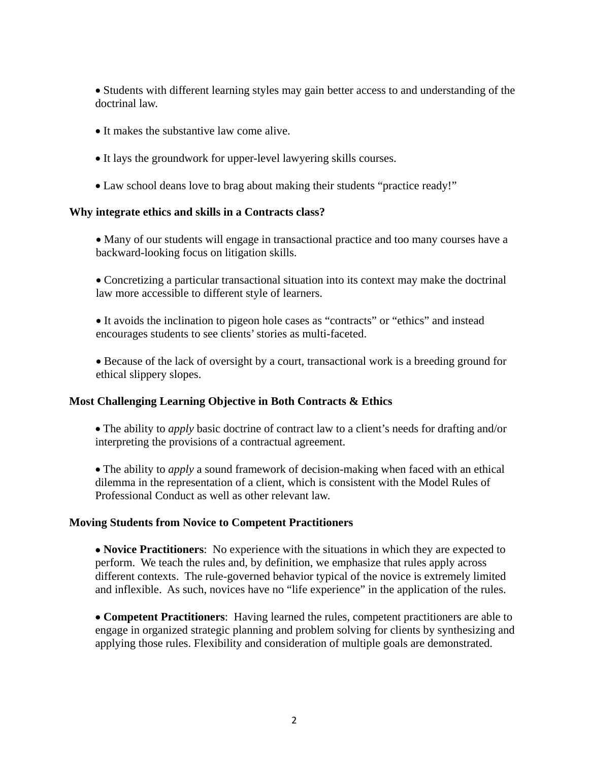- Students with different learning styles may gain better access to and understanding of the doctrinal law.

- It makes the substantive law come alive.

- It lays the groundwork for upper-level lawyering skills courses.

- Law school deans love to brag about making their students "practice ready!"

**Why integrate ethics and skills in a Contracts class?**

- Many of our students will engage in transactional practice and too many courses have a backward-looking focus on litigation skills.

- Concretizing a particular transactional situation into its context may make the doctrinal law more accessible to different style of learners.

- It avoids the inclination to pigeon hole cases as "contracts" or "ethics" and instead encourages students to see clients' stories as multi-faceted.

- Because of the lack of oversight by a court, transactional work is a breeding ground for ethical slippery slopes.

**Most Challenging Learning Objective in Both Contracts & Ethics**

- The ability to *apply* basic doctrine of contract law to a client's needs for drafting and/or interpreting the provisions of a contractual agreement.

- The ability to *apply* a sound framework of decision-making when faced with an ethical dilemma in the representation of a client, which is consistent with the Model Rules of Professional Conduct as well as other relevant law.

**Moving Students from Novice to Competent Practitioners**

- **Novice Practitioners**: No experience with the situations in which they are expected to perform. We teach the rules and, by definition, we emphasize that rules apply across different contexts. The rule-governed behavior typical of the novice is extremely limited and inflexible. As such, novices have no "life experience" in the application of the rules.

- **Competent Practitioners**: Having learned the rules, competent practitioners are able to engage in organized strategic planning and problem solving for clients by synthesizing and applying those rules. Flexibility and consideration of multiple goals are demonstrated.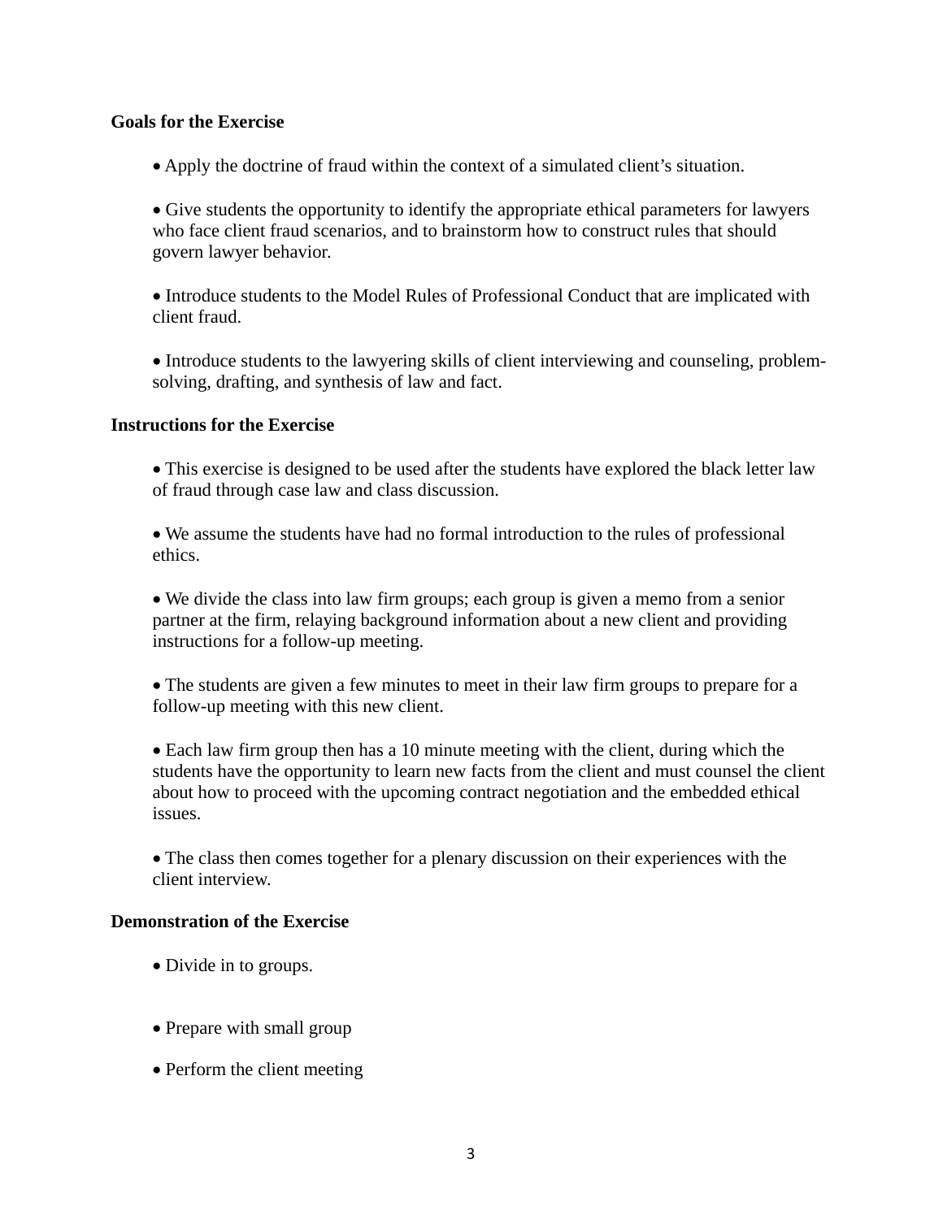**Goals for the Exercise**

- Apply the doctrine of fraud within the context of a simulated client's situation.

- Give students the opportunity to identify the appropriate ethical parameters for lawyers who face client fraud scenarios, and to brainstorm how to construct rules that should govern lawyer behavior.

- Introduce students to the Model Rules of Professional Conduct that are implicated with client fraud.

- Introduce students to the lawyering skills of client interviewing and counseling, problem-solving, drafting, and synthesis of law and fact.

**Instructions for the Exercise**

- This exercise is designed to be used after the students have explored the black letter law of fraud through case law and class discussion.

- We assume the students have had no formal introduction to the rules of professional ethics.

- We divide the class into law firm groups; each group is given a memo from a senior partner at the firm, relaying background information about a new client and providing instructions for a follow-up meeting.

- The students are given a few minutes to meet in their law firm groups to prepare for a follow-up meeting with this new client.

- Each law firm group then has a 10 minute meeting with the client, during which the students have the opportunity to learn new facts from the client and must counsel the client about how to proceed with the upcoming contract negotiation and the embedded ethical issues.

- The class then comes together for a plenary discussion on their experiences with the client interview.

**Demonstration of the Exercise**

- Divide in to groups.

- Prepare with small group

- Perform the client meeting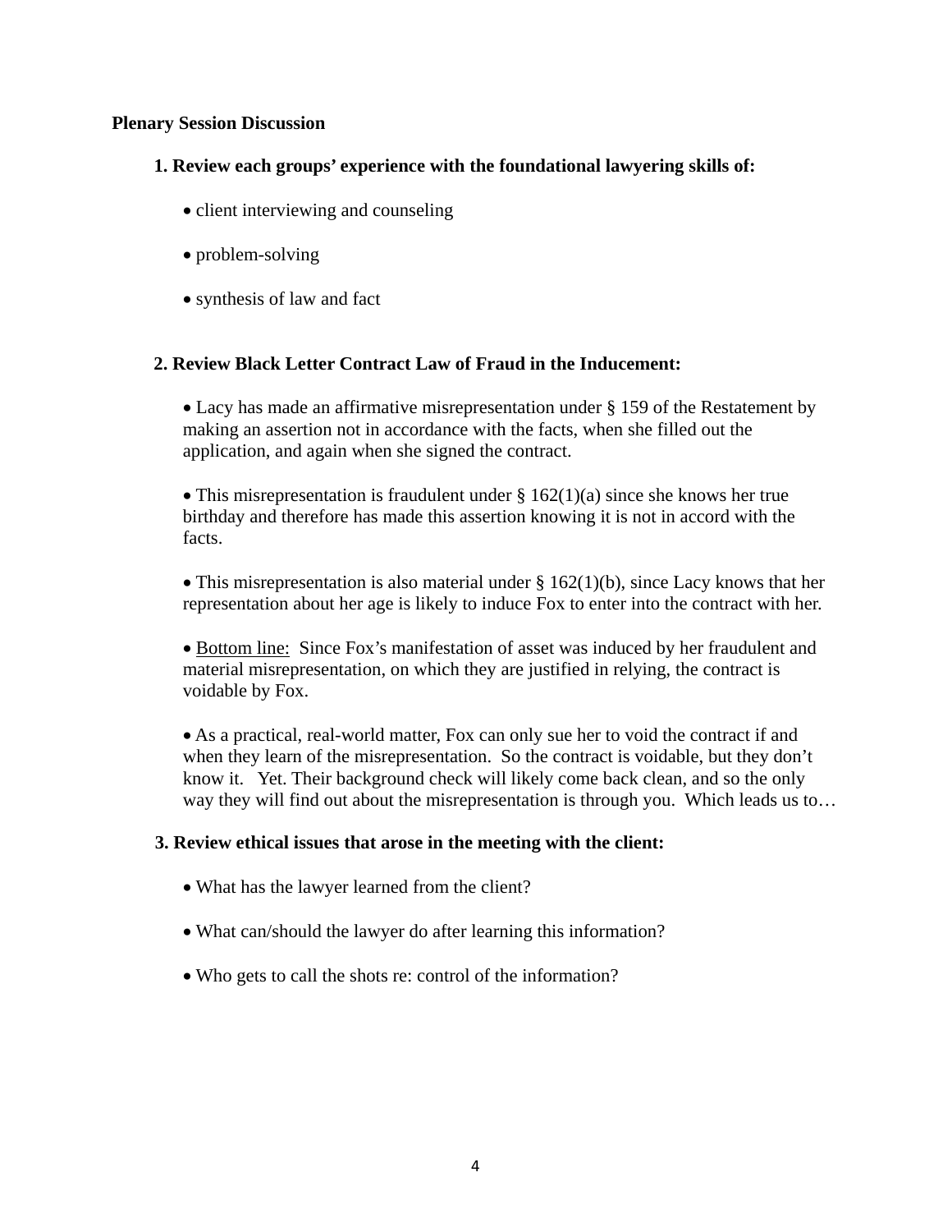**Plenary Session Discussion**

**1. Review each groups' experience with the foundational lawyering skills of:**

- client interviewing and counseling
- problem-solving
- synthesis of law and fact

**2. Review Black Letter Contract Law of Fraud in the Inducement:**

- Lacy has made an affirmative misrepresentation under § 159 of the Restatement by making an assertion not in accordance with the facts, when she filled out the application, and again when she signed the contract.

- This misrepresentation is fraudulent under § 162(1)(a) since she knows her true birthday and therefore has made this assertion knowing it is not in accord with the facts.

- This misrepresentation is also material under § 162(1)(b), since Lacy knows that her representation about her age is likely to induce Fox to enter into the contract with her.

- Bottom line: Since Fox's manifestation of asset was induced by her fraudulent and material misrepresentation, on which they are justified in relying, the contract is voidable by Fox.

- As a practical, real-world matter, Fox can only sue her to void the contract if and when they learn of the misrepresentation. So the contract is voidable, but they don't know it. Yet. Their background check will likely come back clean, and so the only way they will find out about the misrepresentation is through you. Which leads us to…

**3. Review ethical issues that arose in the meeting with the client:**

- What has the lawyer learned from the client?
- What can/should the lawyer do after learning this information?
- Who gets to call the shots re: control of the information?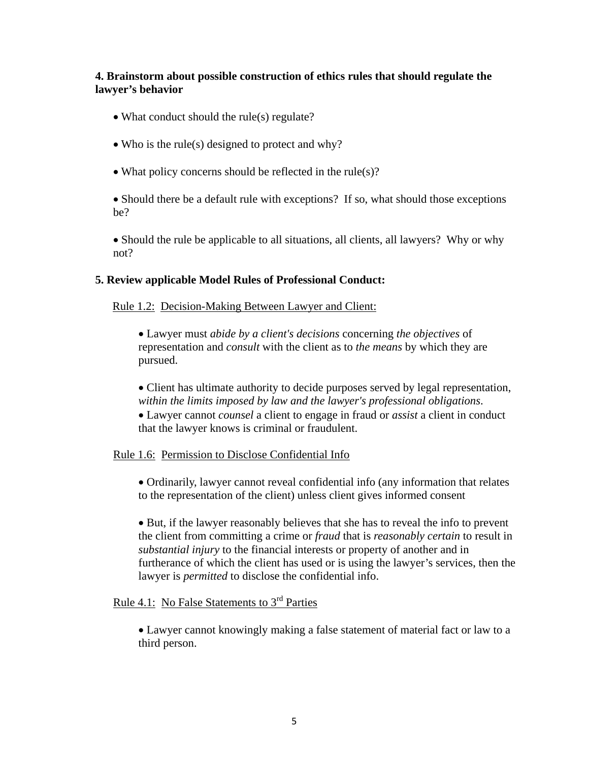**4. Brainstorm about possible construction of ethics rules that should regulate the lawyer's behavior**

- What conduct should the rule(s) regulate?

- Who is the rule(s) designed to protect and why?

- What policy concerns should be reflected in the rule(s)?

- Should there be a default rule with exceptions? If so, what should those exceptions be?

- Should the rule be applicable to all situations, all clients, all lawyers? Why or why not?

**5. Review applicable Model Rules of Professional Conduct:**

<u>Rule 1.2: Decision-Making Between Lawyer and Client:</u>

- Lawyer must *abide by a client's decisions* concerning *the objectives* of representation and *consult* with the client as to *the means* by which they are pursued.

- Client has ultimate authority to decide purposes served by legal representation, *within the limits imposed by law and the lawyer's professional obligations*.
- Lawyer cannot *counsel* a client to engage in fraud or *assist* a client in conduct that the lawyer knows is criminal or fraudulent.

<u>Rule 1.6: Permission to Disclose Confidential Info</u>

- Ordinarily, lawyer cannot reveal confidential info (any information that relates to the representation of the client) unless client gives informed consent

- But, if the lawyer reasonably believes that she has to reveal the info to prevent the client from committing a crime or *fraud* that is *reasonably certain* to result in *substantial injury* to the financial interests or property of another and in furtherance of which the client has used or is using the lawyer's services, then the lawyer is *permitted* to disclose the confidential info.

<u>Rule 4.1: No False Statements to 3rd Parties</u>

- Lawyer cannot knowingly making a false statement of material fact or law to a third person.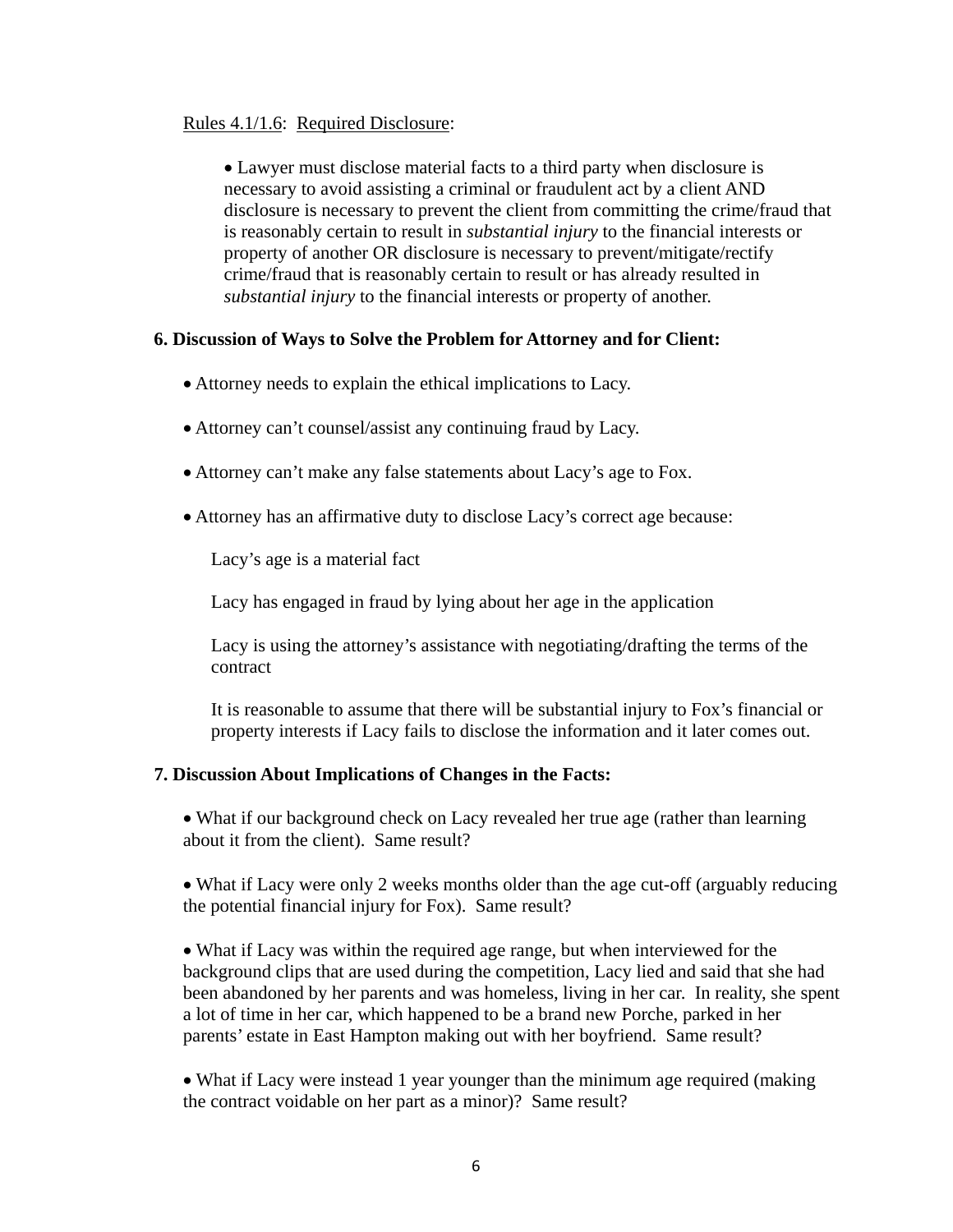Rules 4.1/1.6: Required Disclosure:

- Lawyer must disclose material facts to a third party when disclosure is necessary to avoid assisting a criminal or fraudulent act by a client AND disclosure is necessary to prevent the client from committing the crime/fraud that is reasonably certain to result in *substantial injury* to the financial interests or property of another OR disclosure is necessary to prevent/mitigate/rectify crime/fraud that is reasonably certain to result or has already resulted in *substantial injury* to the financial interests or property of another.

**6. Discussion of Ways to Solve the Problem for Attorney and for Client:**

- Attorney needs to explain the ethical implications to Lacy.
- Attorney can't counsel/assist any continuing fraud by Lacy.
- Attorney can't make any false statements about Lacy's age to Fox.
- Attorney has an affirmative duty to disclose Lacy's correct age because:

  Lacy's age is a material fact

  Lacy has engaged in fraud by lying about her age in the application

  Lacy is using the attorney's assistance with negotiating/drafting the terms of the contract

  It is reasonable to assume that there will be substantial injury to Fox's financial or property interests if Lacy fails to disclose the information and it later comes out.

**7. Discussion About Implications of Changes in the Facts:**

- What if our background check on Lacy revealed her true age (rather than learning about it from the client). Same result?
- What if Lacy were only 2 weeks months older than the age cut-off (arguably reducing the potential financial injury for Fox). Same result?
- What if Lacy was within the required age range, but when interviewed for the background clips that are used during the competition, Lacy lied and said that she had been abandoned by her parents and was homeless, living in her car. In reality, she spent a lot of time in her car, which happened to be a brand new Porche, parked in her parents' estate in East Hampton making out with her boyfriend. Same result?
- What if Lacy were instead 1 year younger than the minimum age required (making the contract voidable on her part as a minor)? Same result?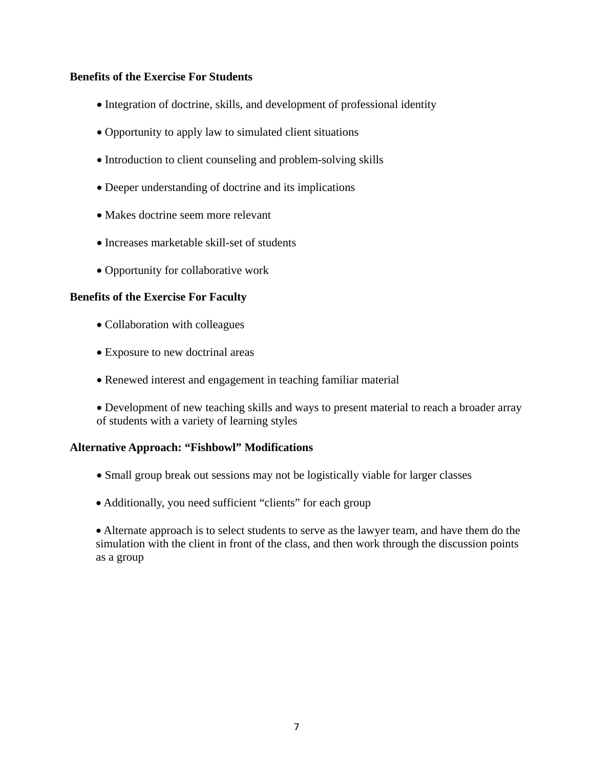**Benefits of the Exercise For Students**

- Integration of doctrine, skills, and development of professional identity
- Opportunity to apply law to simulated client situations
- Introduction to client counseling and problem-solving skills
- Deeper understanding of doctrine and its implications
- Makes doctrine seem more relevant
- Increases marketable skill-set of students
- Opportunity for collaborative work

**Benefits of the Exercise For Faculty**

- Collaboration with colleagues
- Exposure to new doctrinal areas
- Renewed interest and engagement in teaching familiar material
- Development of new teaching skills and ways to present material to reach a broader array of students with a variety of learning styles

**Alternative Approach: "Fishbowl" Modifications**

- Small group break out sessions may not be logistically viable for larger classes
- Additionally, you need sufficient "clients" for each group
- Alternate approach is to select students to serve as the lawyer team, and have them do the simulation with the client in front of the class, and then work through the discussion points as a group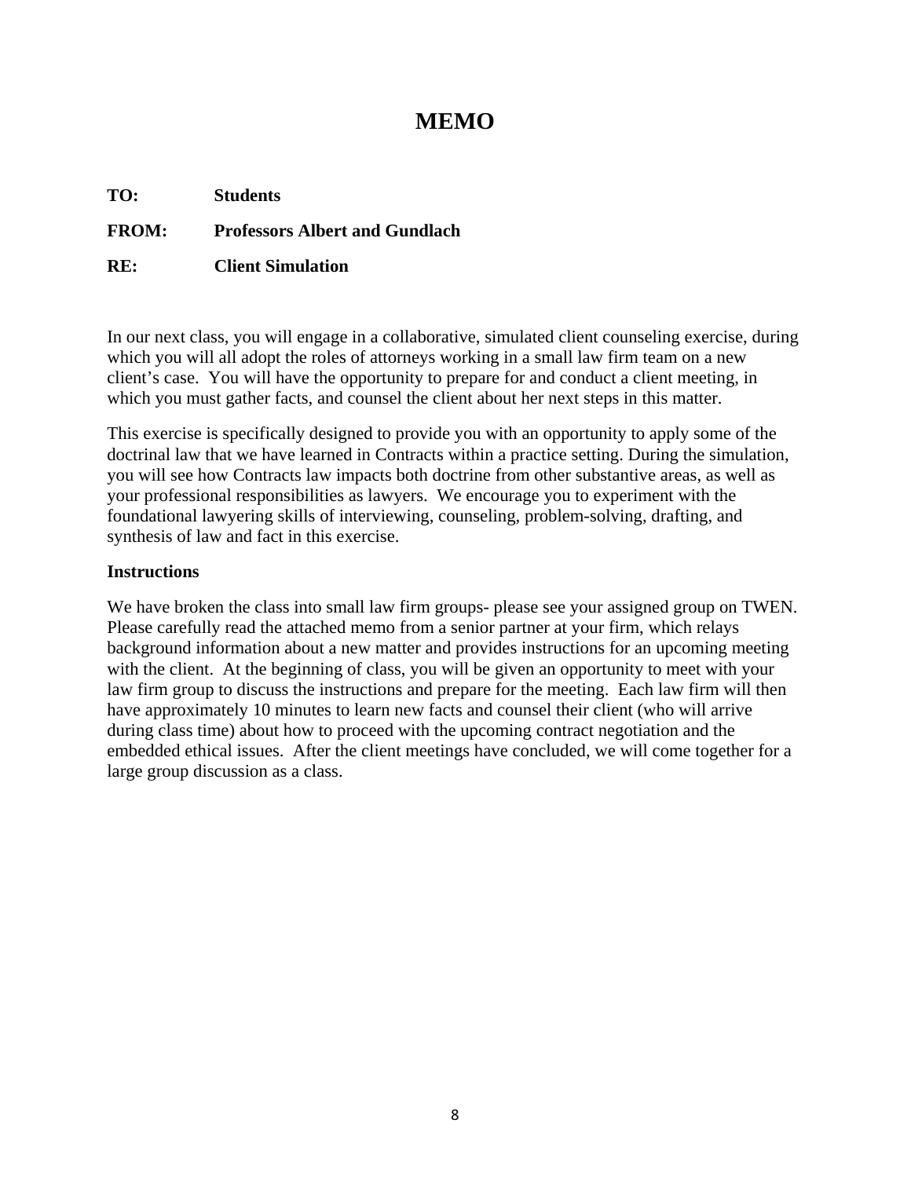# MEMO

**TO:** **Students**

**FROM:** **Professors Albert and Gundlach**

**RE:** **Client Simulation**

In our next class, you will engage in a collaborative, simulated client counseling exercise, during which you will all adopt the roles of attorneys working in a small law firm team on a new client's case. You will have the opportunity to prepare for and conduct a client meeting, in which you must gather facts, and counsel the client about her next steps in this matter.

This exercise is specifically designed to provide you with an opportunity to apply some of the doctrinal law that we have learned in Contracts within a practice setting. During the simulation, you will see how Contracts law impacts both doctrine from other substantive areas, as well as your professional responsibilities as lawyers. We encourage you to experiment with the foundational lawyering skills of interviewing, counseling, problem-solving, drafting, and synthesis of law and fact in this exercise.

**Instructions**

We have broken the class into small law firm groups- please see your assigned group on TWEN. Please carefully read the attached memo from a senior partner at your firm, which relays background information about a new matter and provides instructions for an upcoming meeting with the client. At the beginning of class, you will be given an opportunity to meet with your law firm group to discuss the instructions and prepare for the meeting. Each law firm will then have approximately 10 minutes to learn new facts and counsel their client (who will arrive during class time) about how to proceed with the upcoming contract negotiation and the embedded ethical issues. After the client meetings have concluded, we will come together for a large group discussion as a class.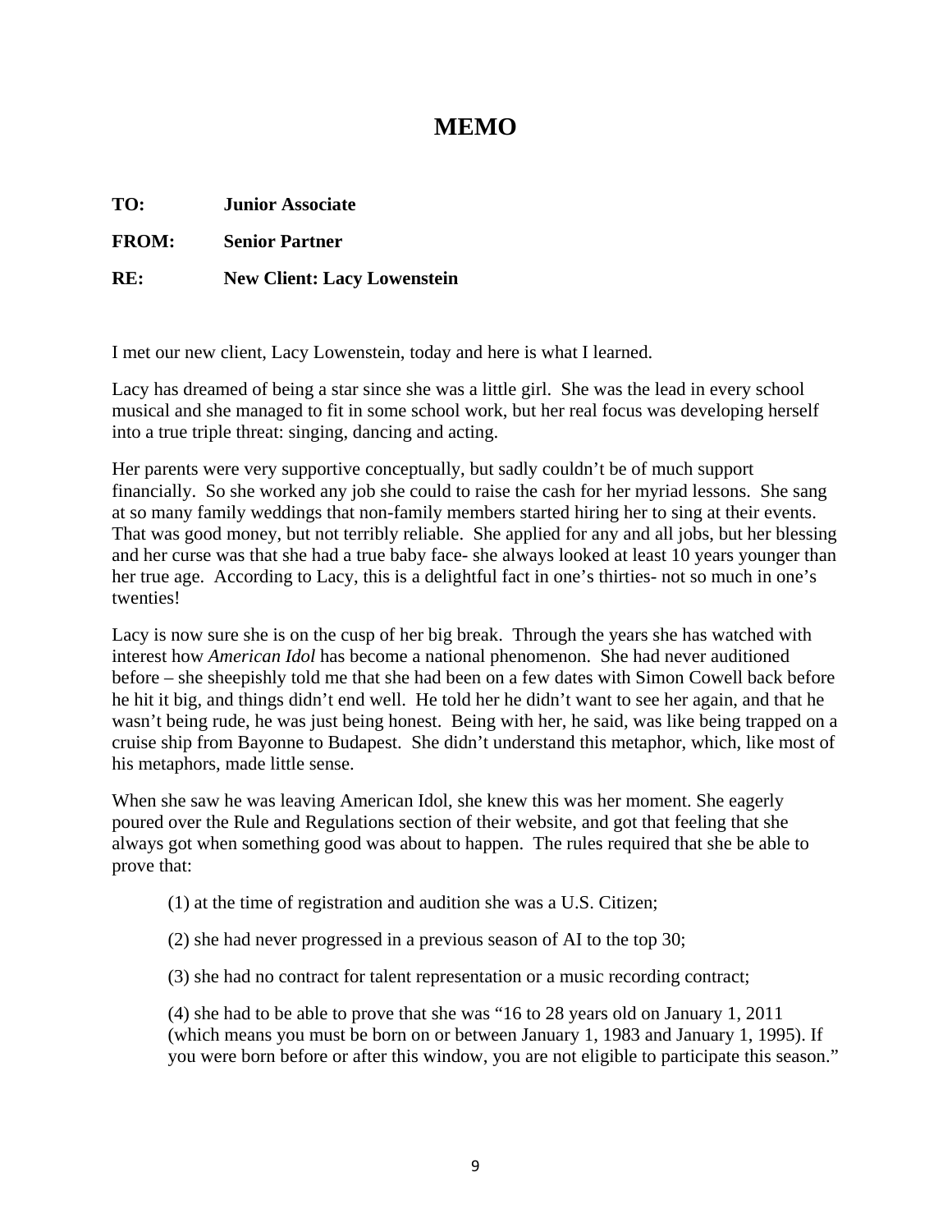# MEMO

**TO:** **Junior Associate**

**FROM:** **Senior Partner**

**RE:** **New Client: Lacy Lowenstein**

I met our new client, Lacy Lowenstein, today and here is what I learned.

Lacy has dreamed of being a star since she was a little girl. She was the lead in every school musical and she managed to fit in some school work, but her real focus was developing herself into a true triple threat: singing, dancing and acting.

Her parents were very supportive conceptually, but sadly couldn't be of much support financially. So she worked any job she could to raise the cash for her myriad lessons. She sang at so many family weddings that non-family members started hiring her to sing at their events. That was good money, but not terribly reliable. She applied for any and all jobs, but her blessing and her curse was that she had a true baby face- she always looked at least 10 years younger than her true age. According to Lacy, this is a delightful fact in one's thirties- not so much in one's twenties!

Lacy is now sure she is on the cusp of her big break. Through the years she has watched with interest how *American Idol* has become a national phenomenon. She had never auditioned before – she sheepishly told me that she had been on a few dates with Simon Cowell back before he hit it big, and things didn't end well. He told her he didn't want to see her again, and that he wasn't being rude, he was just being honest. Being with her, he said, was like being trapped on a cruise ship from Bayonne to Budapest. She didn't understand this metaphor, which, like most of his metaphors, made little sense.

When she saw he was leaving American Idol, she knew this was her moment. She eagerly poured over the Rule and Regulations section of their website, and got that feeling that she always got when something good was about to happen. The rules required that she be able to prove that:

(1) at the time of registration and audition she was a U.S. Citizen;

(2) she had never progressed in a previous season of AI to the top 30;

(3) she had no contract for talent representation or a music recording contract;

(4) she had to be able to prove that she was "16 to 28 years old on January 1, 2011 (which means you must be born on or between January 1, 1983 and January 1, 1995). If you were born before or after this window, you are not eligible to participate this season."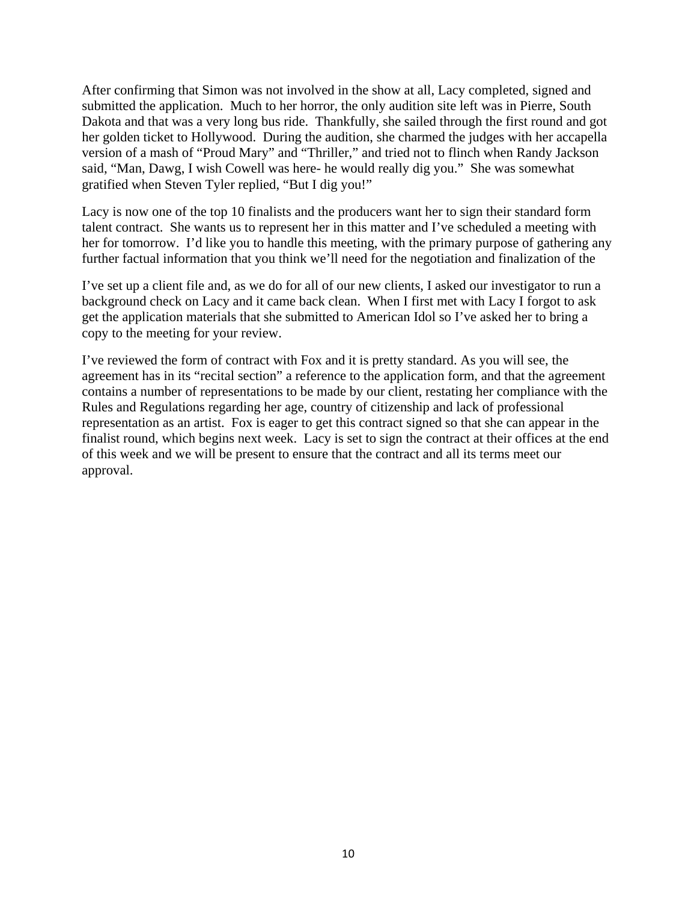After confirming that Simon was not involved in the show at all, Lacy completed, signed and submitted the application. Much to her horror, the only audition site left was in Pierre, South Dakota and that was a very long bus ride. Thankfully, she sailed through the first round and got her golden ticket to Hollywood. During the audition, she charmed the judges with her accapella version of a mash of "Proud Mary" and "Thriller," and tried not to flinch when Randy Jackson said, "Man, Dawg, I wish Cowell was here- he would really dig you." She was somewhat gratified when Steven Tyler replied, "But I dig you!"

Lacy is now one of the top 10 finalists and the producers want her to sign their standard form talent contract. She wants us to represent her in this matter and I've scheduled a meeting with her for tomorrow. I'd like you to handle this meeting, with the primary purpose of gathering any further factual information that you think we'll need for the negotiation and finalization of the

I've set up a client file and, as we do for all of our new clients, I asked our investigator to run a background check on Lacy and it came back clean. When I first met with Lacy I forgot to ask get the application materials that she submitted to American Idol so I've asked her to bring a copy to the meeting for your review.

I've reviewed the form of contract with Fox and it is pretty standard. As you will see, the agreement has in its "recital section" a reference to the application form, and that the agreement contains a number of representations to be made by our client, restating her compliance with the Rules and Regulations regarding her age, country of citizenship and lack of professional representation as an artist. Fox is eager to get this contract signed so that she can appear in the finalist round, which begins next week. Lacy is set to sign the contract at their offices at the end of this week and we will be present to ensure that the contract and all its terms meet our approval.